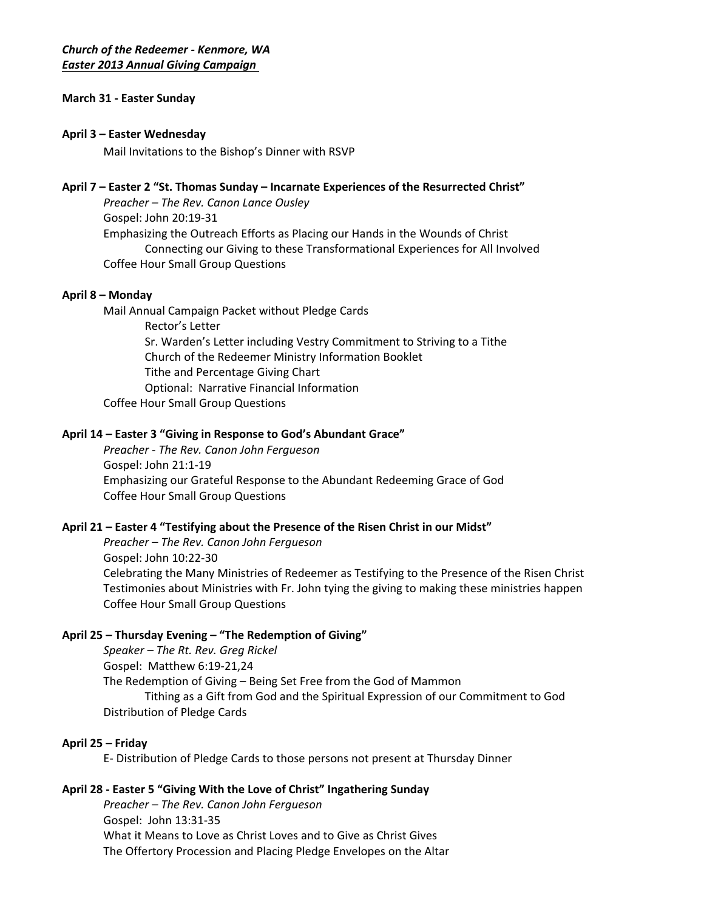***Church of the Redeemer - Kenmore, WA***
***<u>Easter 2013 Annual Giving Campaign</u>***

**March 31 - Easter Sunday**

**April 3 – Easter Wednesday**

Mail Invitations to the Bishop's Dinner with RSVP

**April 7 – Easter 2 "St. Thomas Sunday – Incarnate Experiences of the Resurrected Christ"**

*Preacher – The Rev. Canon Lance Ousley*
Gospel: John 20:19-31
Emphasizing the Outreach Efforts as Placing our Hands in the Wounds of Christ
- Connecting our Giving to these Transformational Experiences for All Involved

Coffee Hour Small Group Questions

**April 8 – Monday**

Mail Annual Campaign Packet without Pledge Cards
- Rector's Letter
- Sr. Warden's Letter including Vestry Commitment to Striving to a Tithe
- Church of the Redeemer Ministry Information Booklet
- Tithe and Percentage Giving Chart
- Optional: Narrative Financial Information

Coffee Hour Small Group Questions

**April 14 – Easter 3 "Giving in Response to God's Abundant Grace"**

*Preacher - The Rev. Canon John Fergueson*
Gospel: John 21:1-19
Emphasizing our Grateful Response to the Abundant Redeeming Grace of God
Coffee Hour Small Group Questions

**April 21 – Easter 4 "Testifying about the Presence of the Risen Christ in our Midst"**

*Preacher – The Rev. Canon John Fergueson*
Gospel: John 10:22-30
Celebrating the Many Ministries of Redeemer as Testifying to the Presence of the Risen Christ
Testimonies about Ministries with Fr. John tying the giving to making these ministries happen
Coffee Hour Small Group Questions

**April 25 – Thursday Evening – "The Redemption of Giving"**

*Speaker – The Rt. Rev. Greg Rickel*
Gospel: Matthew 6:19-21,24
The Redemption of Giving – Being Set Free from the God of Mammon
- Tithing as a Gift from God and the Spiritual Expression of our Commitment to God

Distribution of Pledge Cards

**April 25 – Friday**

E- Distribution of Pledge Cards to those persons not present at Thursday Dinner

**April 28 - Easter 5 "Giving With the Love of Christ" Ingathering Sunday**

*Preacher – The Rev. Canon John Fergueson*
Gospel: John 13:31-35
What it Means to Love as Christ Loves and to Give as Christ Gives
The Offertory Procession and Placing Pledge Envelopes on the Altar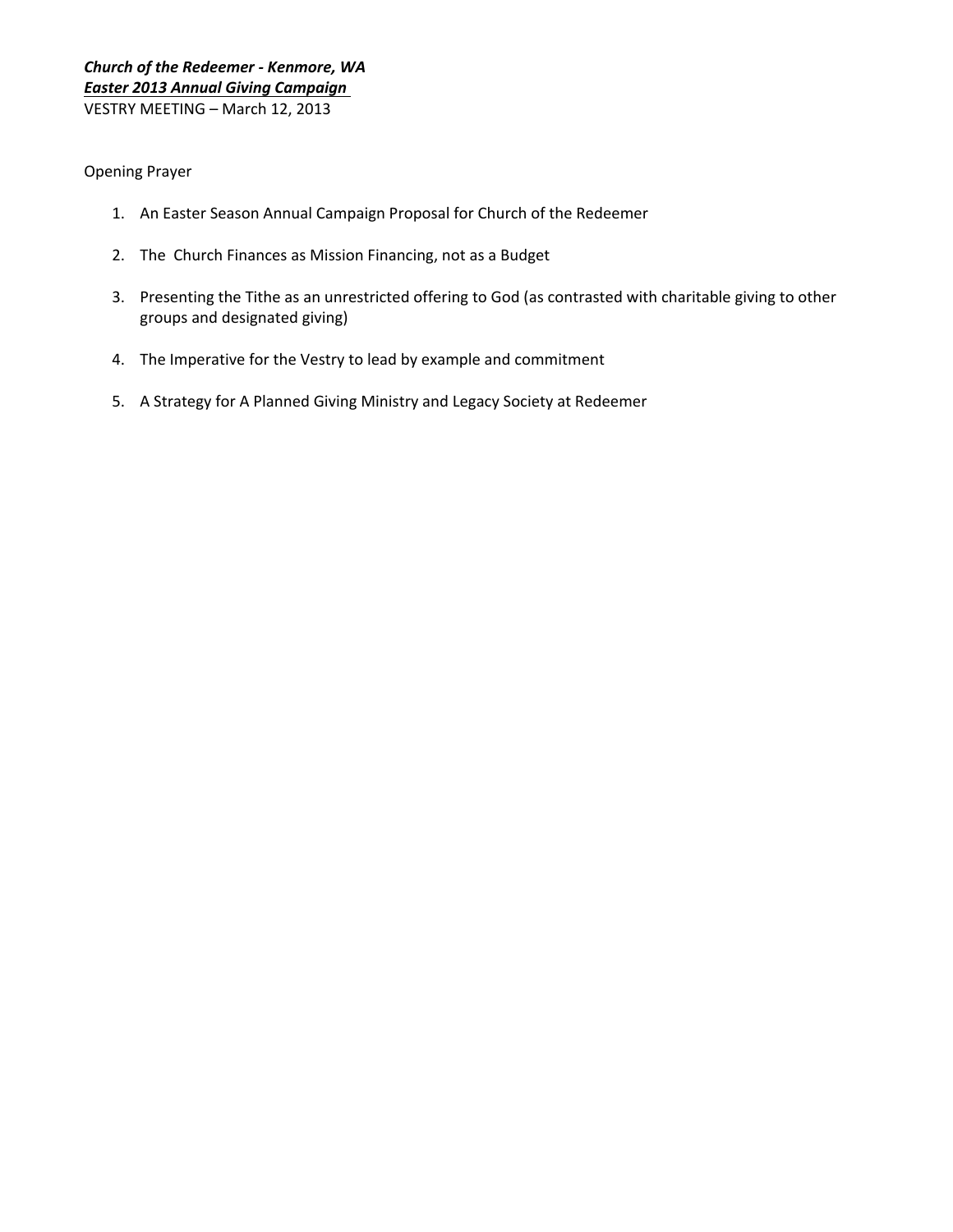***Church of the Redeemer - Kenmore, WA***
***<u>Easter 2013 Annual Giving Campaign</u>***
VESTRY MEETING – March 12, 2013

Opening Prayer

1. An Easter Season Annual Campaign Proposal for Church of the Redeemer

2. The  Church Finances as Mission Financing, not as a Budget

3. Presenting the Tithe as an unrestricted offering to God (as contrasted with charitable giving to other groups and designated giving)

4. The Imperative for the Vestry to lead by example and commitment

5. A Strategy for A Planned Giving Ministry and Legacy Society at Redeemer